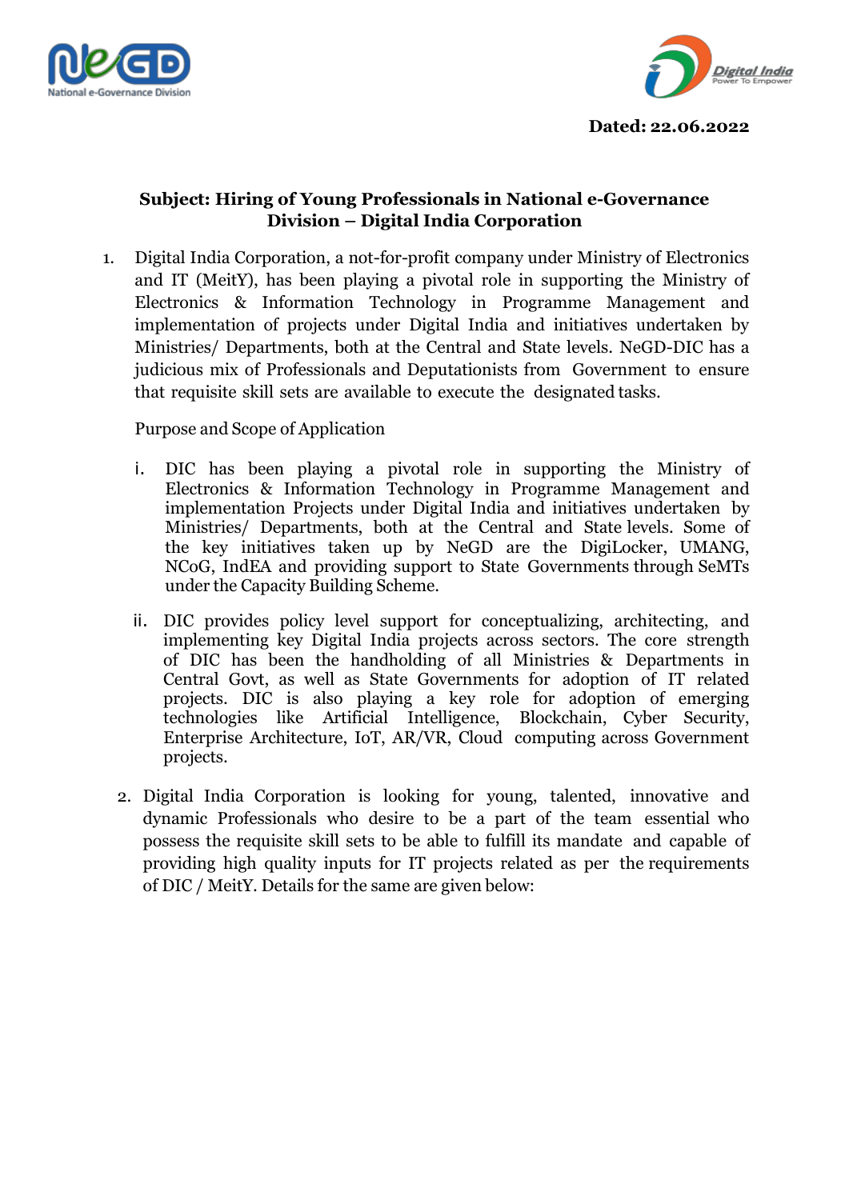Dated: 22.06.2022

**Subject: Hiring of Young Professionals in National e-Governance Division – Digital India Corporation**

1. Digital India Corporation, a not-for-profit company under Ministry of Electronics and IT (MeitY), has been playing a pivotal role in supporting the Ministry of Electronics & Information Technology in Programme Management and implementation of projects under Digital India and initiatives undertaken by Ministries/ Departments, both at the Central and State levels. NeGD-DIC has a judicious mix of Professionals and Deputationists from Government to ensure that requisite skill sets are available to execute the designated tasks.

   Purpose and Scope of Application

   i. DIC has been playing a pivotal role in supporting the Ministry of Electronics & Information Technology in Programme Management and implementation Projects under Digital India and initiatives undertaken by Ministries/ Departments, both at the Central and State levels. Some of the key initiatives taken up by NeGD are the DigiLocker, UMANG, NCoG, IndEA and providing support to State Governments through SeMTs under the Capacity Building Scheme.

   ii. DIC provides policy level support for conceptualizing, architecting, and implementing key Digital India projects across sectors. The core strength of DIC has been the handholding of all Ministries & Departments in Central Govt, as well as State Governments for adoption of IT related projects. DIC is also playing a key role for adoption of emerging technologies like Artificial Intelligence, Blockchain, Cyber Security, Enterprise Architecture, IoT, AR/VR, Cloud computing across Government projects.

2. Digital India Corporation is looking for young, talented, innovative and dynamic Professionals who desire to be a part of the team essential who possess the requisite skill sets to be able to fulfill its mandate and capable of providing high quality inputs for IT projects related as per the requirements of DIC / MeitY. Details for the same are given below: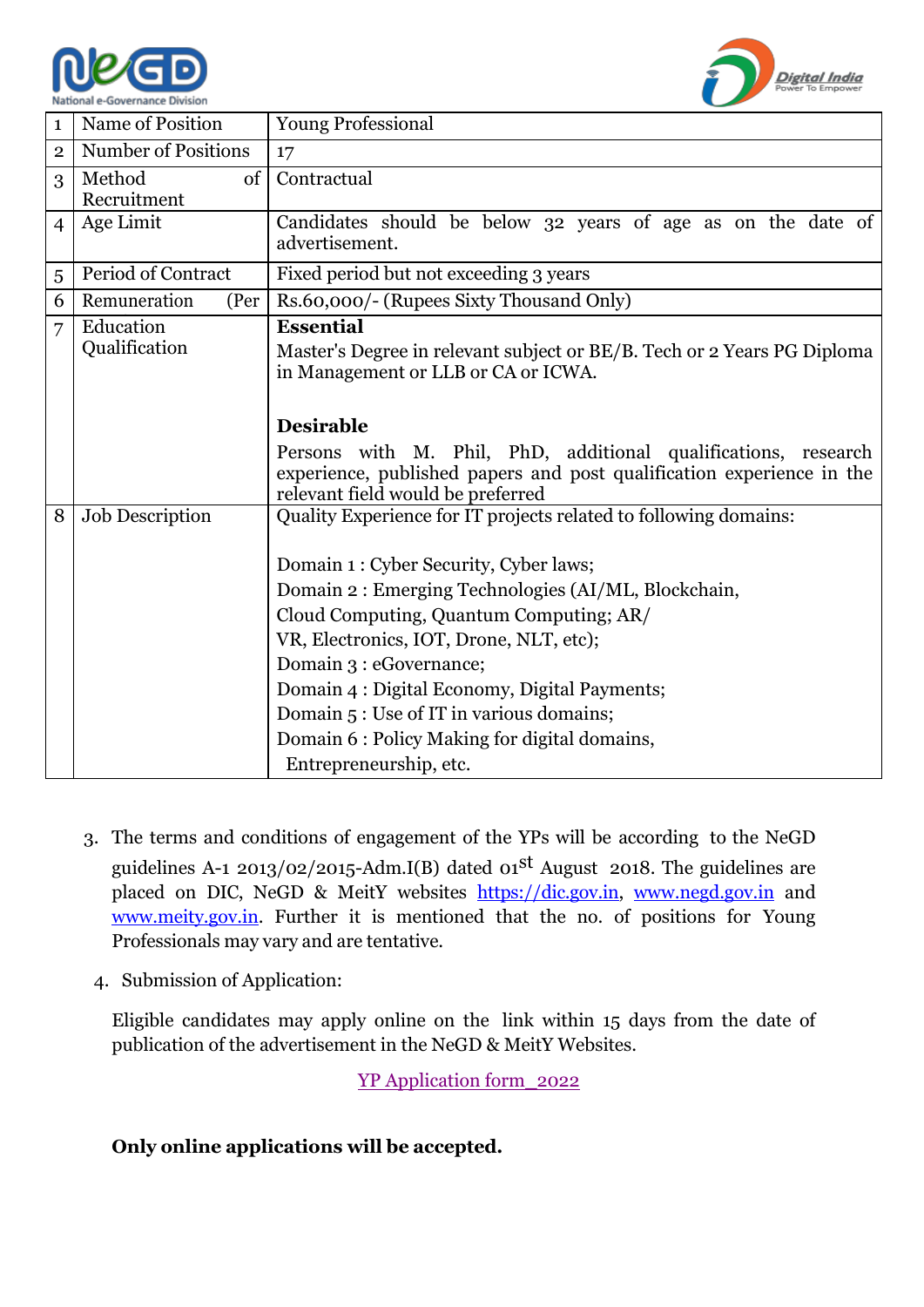| | | |
|---|---|---|
| 1 | Name of Position | Young Professional |
| 2 | Number of Positions | 17 |
| 3 | Method of Recruitment | Contractual |
| 4 | Age Limit | Candidates should be below 32 years of age as on the date of advertisement. |
| 5 | Period of Contract | Fixed period but not exceeding 3 years |
| 6 | Remuneration (Per | Rs.60,000/- (Rupees Sixty Thousand Only) |
| 7 | Education Qualification | **Essential**<br>Master's Degree in relevant subject or BE/B. Tech or 2 Years PG Diploma in Management or LLB or CA or ICWA.<br><br>**Desirable**<br>Persons with M. Phil, PhD, additional qualifications, research experience, published papers and post qualification experience in the relevant field would be preferred |
| 8 | Job Description | Quality Experience for IT projects related to following domains:<br><br>Domain 1 : Cyber Security, Cyber laws;<br>Domain 2 : Emerging Technologies (AI/ML, Blockchain, Cloud Computing, Quantum Computing; AR/ VR, Electronics, IOT, Drone, NLT, etc);<br>Domain 3 : eGovernance;<br>Domain 4 : Digital Economy, Digital Payments;<br>Domain 5 : Use of IT in various domains;<br>Domain 6 : Policy Making for digital domains, Entrepreneurship, etc. |

3. The terms and conditions of engagement of the YPs will be according to the NeGD guidelines A-1 2013/02/2015-Adm.I(B) dated 01st August 2018. The guidelines are placed on DIC, NeGD & MeitY websites https://dic.gov.in, www.negd.gov.in and www.meity.gov.in. Further it is mentioned that the no. of positions for Young Professionals may vary and are tentative.

4. Submission of Application:

Eligible candidates may apply online on the link within 15 days from the date of publication of the advertisement in the NeGD & MeitY Websites.

YP Application form_2022

**Only online applications will be accepted.**